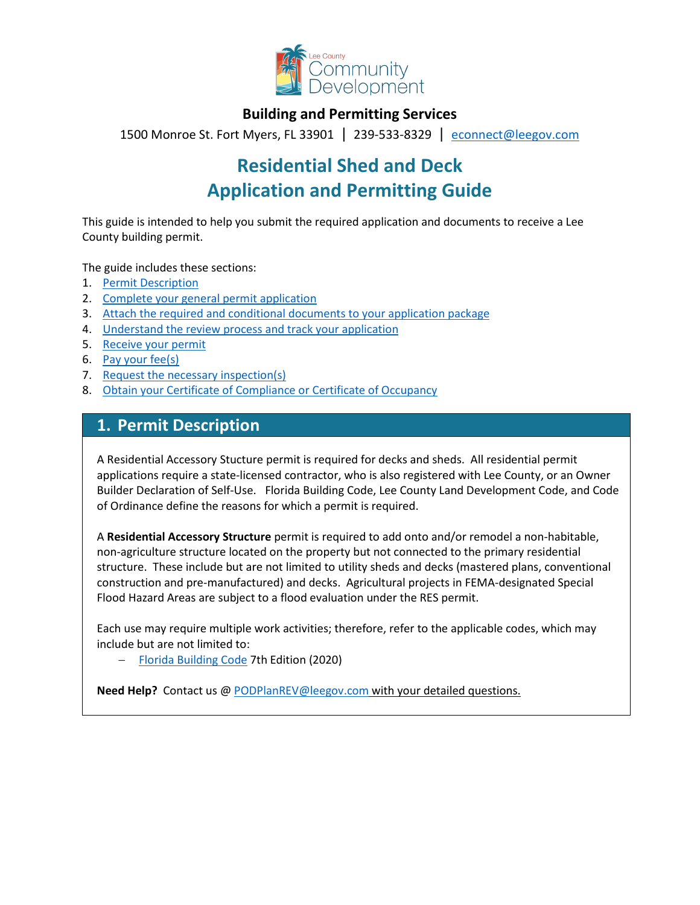Lee County Community Development

**Building and Permitting Services**

1500 Monroe St. Fort Myers, FL 33901 | 239-533-8329 | econnect@leegov.com

# Residential Shed and Deck Application and Permitting Guide

This guide is intended to help you submit the required application and documents to receive a Lee County building permit.

The guide includes these sections:

1. Permit Description
2. Complete your general permit application
3. Attach the required and conditional documents to your application package
4. Understand the review process and track your application
5. Receive your permit
6. Pay your fee(s)
7. Request the necessary inspection(s)
8. Obtain your Certificate of Compliance or Certificate of Occupancy

## 1. Permit Description

A Residential Accessory Stucture permit is required for decks and sheds. All residential permit applications require a state-licensed contractor, who is also registered with Lee County, or an Owner Builder Declaration of Self-Use. Florida Building Code, Lee County Land Development Code, and Code of Ordinance define the reasons for which a permit is required.

A **Residential Accessory Structure** permit is required to add onto and/or remodel a non-habitable, non-agriculture structure located on the property but not connected to the primary residential structure. These include but are not limited to utility sheds and decks (mastered plans, conventional construction and pre-manufactured) and decks. Agricultural projects in FEMA-designated Special Flood Hazard Areas are subject to a flood evaluation under the RES permit.

Each use may require multiple work activities; therefore, refer to the applicable codes, which may include but are not limited to:

- Florida Building Code 7th Edition (2020)

**Need Help?** Contact us @ PODPlanREV@leegov.com with your detailed questions.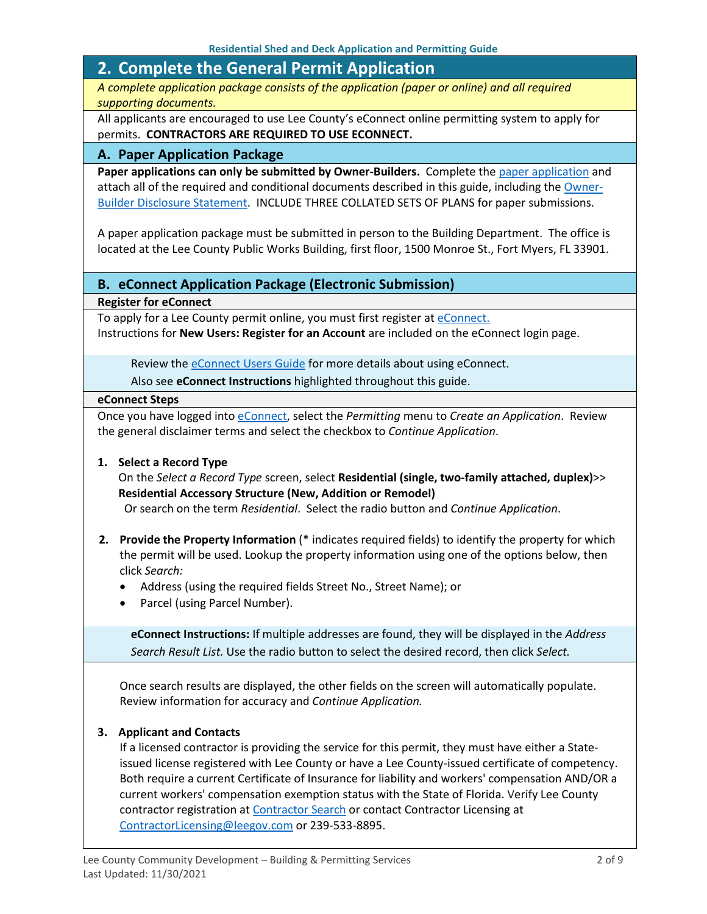## 2. Complete the General Permit Application

*A complete application package consists of the application (paper or online) and all required supporting documents.*

All applicants are encouraged to use Lee County's eConnect online permitting system to apply for permits. **CONTRACTORS ARE REQUIRED TO USE ECONNECT.**

### A. Paper Application Package

**Paper applications can only be submitted by Owner-Builders.** Complete the paper application and attach all of the required and conditional documents described in this guide, including the Owner-Builder Disclosure Statement. INCLUDE THREE COLLATED SETS OF PLANS for paper submissions.

A paper application package must be submitted in person to the Building Department. The office is located at the Lee County Public Works Building, first floor, 1500 Monroe St., Fort Myers, FL 33901.

### B. eConnect Application Package (Electronic Submission)

**Register for eConnect**

To apply for a Lee County permit online, you must first register at eConnect.
Instructions for **New Users: Register for an Account** are included on the eConnect login page.

> Review the eConnect Users Guide for more details about using eConnect.
> Also see **eConnect Instructions** highlighted throughout this guide.

**eConnect Steps**

Once you have logged into eConnect, select the *Permitting* menu to *Create an Application*. Review the general disclaimer terms and select the checkbox to *Continue Application*.

1. **Select a Record Type**
   On the *Select a Record Type* screen, select **Residential (single, two-family attached, duplex)>> Residential Accessory Structure (New, Addition or Remodel)**
   Or search on the term *Residential*. Select the radio button and *Continue Application*.

2. **Provide the Property Information** (* indicates required fields) to identify the property for which the permit will be used. Lookup the property information using one of the options below, then click *Search:*
   - Address (using the required fields Street No., Street Name); or
   - Parcel (using Parcel Number).

   > **eConnect Instructions:** If multiple addresses are found, they will be displayed in the *Address Search Result List.* Use the radio button to select the desired record, then click *Select.*

   Once search results are displayed, the other fields on the screen will automatically populate. Review information for accuracy and *Continue Application.*

3. **Applicant and Contacts**
   If a licensed contractor is providing the service for this permit, they must have either a State-issued license registered with Lee County or have a Lee County-issued certificate of competency. Both require a current Certificate of Insurance for liability and workers' compensation AND/OR a current workers' compensation exemption status with the State of Florida. Verify Lee County contractor registration at Contractor Search or contact Contractor Licensing at ContractorLicensing@leegov.com or 239-533-8895.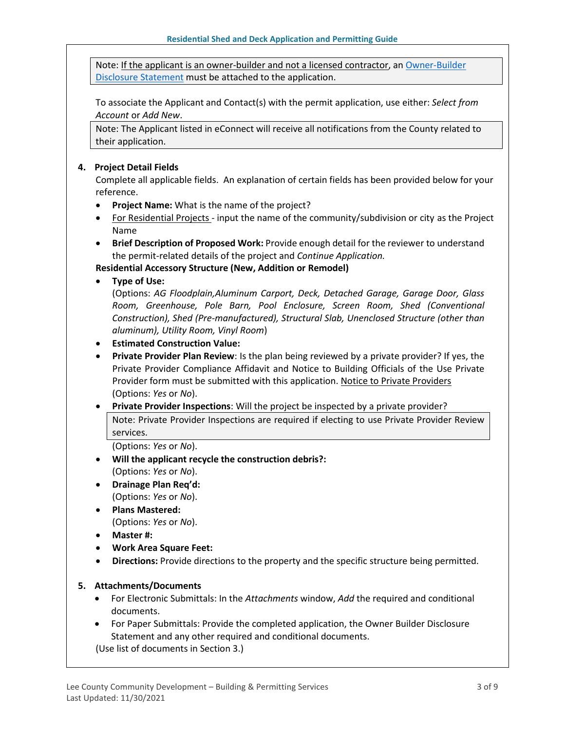> Note: If the applicant is an owner-builder and not a licensed contractor, an Owner-Builder Disclosure Statement must be attached to the application.

To associate the Applicant and Contact(s) with the permit application, use either: *Select from Account* or *Add New*.

> Note: The Applicant listed in eConnect will receive all notifications from the County related to their application.

**4. Project Detail Fields**

Complete all applicable fields. An explanation of certain fields has been provided below for your reference.

- **Project Name:** What is the name of the project?
- For Residential Projects - input the name of the community/subdivision or city as the Project Name
- **Brief Description of Proposed Work:** Provide enough detail for the reviewer to understand the permit-related details of the project and *Continue Application.*

**Residential Accessory Structure (New, Addition or Remodel)**

- **Type of Use:**
  (Options: *AG Floodplain,Aluminum Carport, Deck, Detached Garage, Garage Door, Glass Room, Greenhouse, Pole Barn, Pool Enclosure, Screen Room, Shed (Conventional Construction), Shed (Pre-manufactured), Structural Slab, Unenclosed Structure (other than aluminum), Utility Room, Vinyl Room*)
- **Estimated Construction Value:**
- **Private Provider Plan Review**: Is the plan being reviewed by a private provider? If yes, the Private Provider Compliance Affidavit and Notice to Building Officials of the Use Private Provider form must be submitted with this application. Notice to Private Providers (Options: *Yes* or *No*).
- **Private Provider Inspections**: Will the project be inspected by a private provider?

  > Note: Private Provider Inspections are required if electing to use Private Provider Review services.

  (Options: *Yes* or *No*).
- **Will the applicant recycle the construction debris?:**
  (Options: *Yes* or *No*).
- **Drainage Plan Req'd:**
  (Options: *Yes* or *No*).
- **Plans Mastered:**
  (Options: *Yes* or *No*).
- **Master #:**
- **Work Area Square Feet:**
- **Directions:** Provide directions to the property and the specific structure being permitted.

**5. Attachments/Documents**

- For Electronic Submittals: In the *Attachments* window, *Add* the required and conditional documents.
- For Paper Submittals: Provide the completed application, the Owner Builder Disclosure Statement and any other required and conditional documents.

(Use list of documents in Section 3.)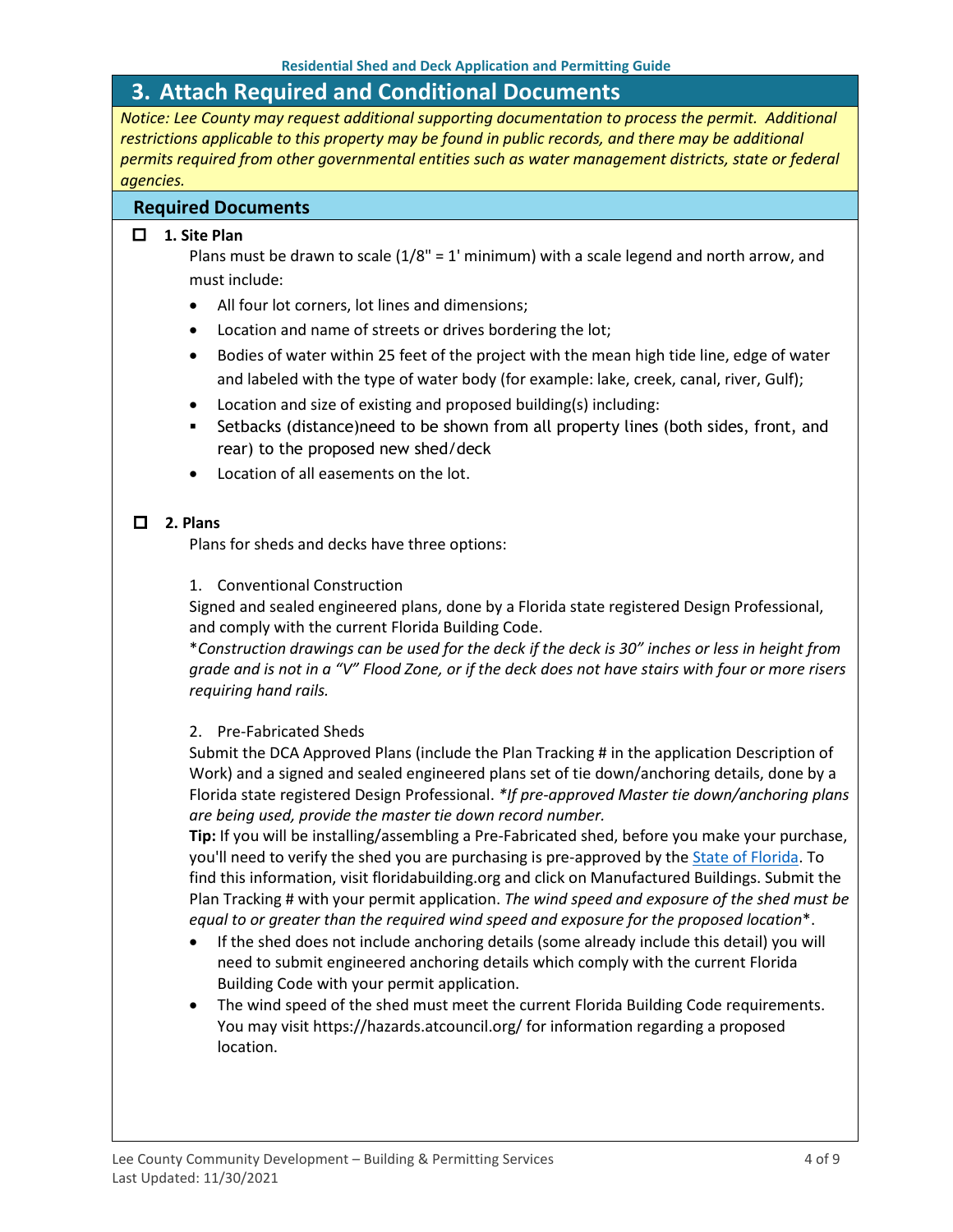## 3. Attach Required and Conditional Documents

*Notice: Lee County may request additional supporting documentation to process the permit. Additional restrictions applicable to this property may be found in public records, and there may be additional permits required from other governmental entities such as water management districts, state or federal agencies.*

### Required Documents

☐ **1. Site Plan**

Plans must be drawn to scale (1/8" = 1' minimum) with a scale legend and north arrow, and must include:

- All four lot corners, lot lines and dimensions;
- Location and name of streets or drives bordering the lot;
- Bodies of water within 25 feet of the project with the mean high tide line, edge of water and labeled with the type of water body (for example: lake, creek, canal, river, Gulf);
- Location and size of existing and proposed building(s) including:
  - Setbacks (distance)need to be shown from all property lines (both sides, front, and rear) to the proposed new shed/deck
- Location of all easements on the lot.

☐ **2. Plans**

Plans for sheds and decks have three options:

1. Conventional Construction

Signed and sealed engineered plans, done by a Florida state registered Design Professional, and comply with the current Florida Building Code.

*\*Construction drawings can be used for the deck if the deck is 30" inches or less in height from grade and is not in a "V" Flood Zone, or if the deck does not have stairs with four or more risers requiring hand rails.*

2. Pre-Fabricated Sheds

Submit the DCA Approved Plans (include the Plan Tracking # in the application Description of Work) and a signed and sealed engineered plans set of tie down/anchoring details, done by a Florida state registered Design Professional. *\*If pre-approved Master tie down/anchoring plans are being used, provide the master tie down record number.*

**Tip:** If you will be installing/assembling a Pre-Fabricated shed, before you make your purchase, you'll need to verify the shed you are purchasing is pre-approved by the State of Florida. To find this information, visit floridabuilding.org and click on Manufactured Buildings. Submit the Plan Tracking # with your permit application. *The wind speed and exposure of the shed must be equal to or greater than the required wind speed and exposure for the proposed location*\*.

- If the shed does not include anchoring details (some already include this detail) you will need to submit engineered anchoring details which comply with the current Florida Building Code with your permit application.
- The wind speed of the shed must meet the current Florida Building Code requirements. You may visit https://hazards.atcouncil.org/ for information regarding a proposed location.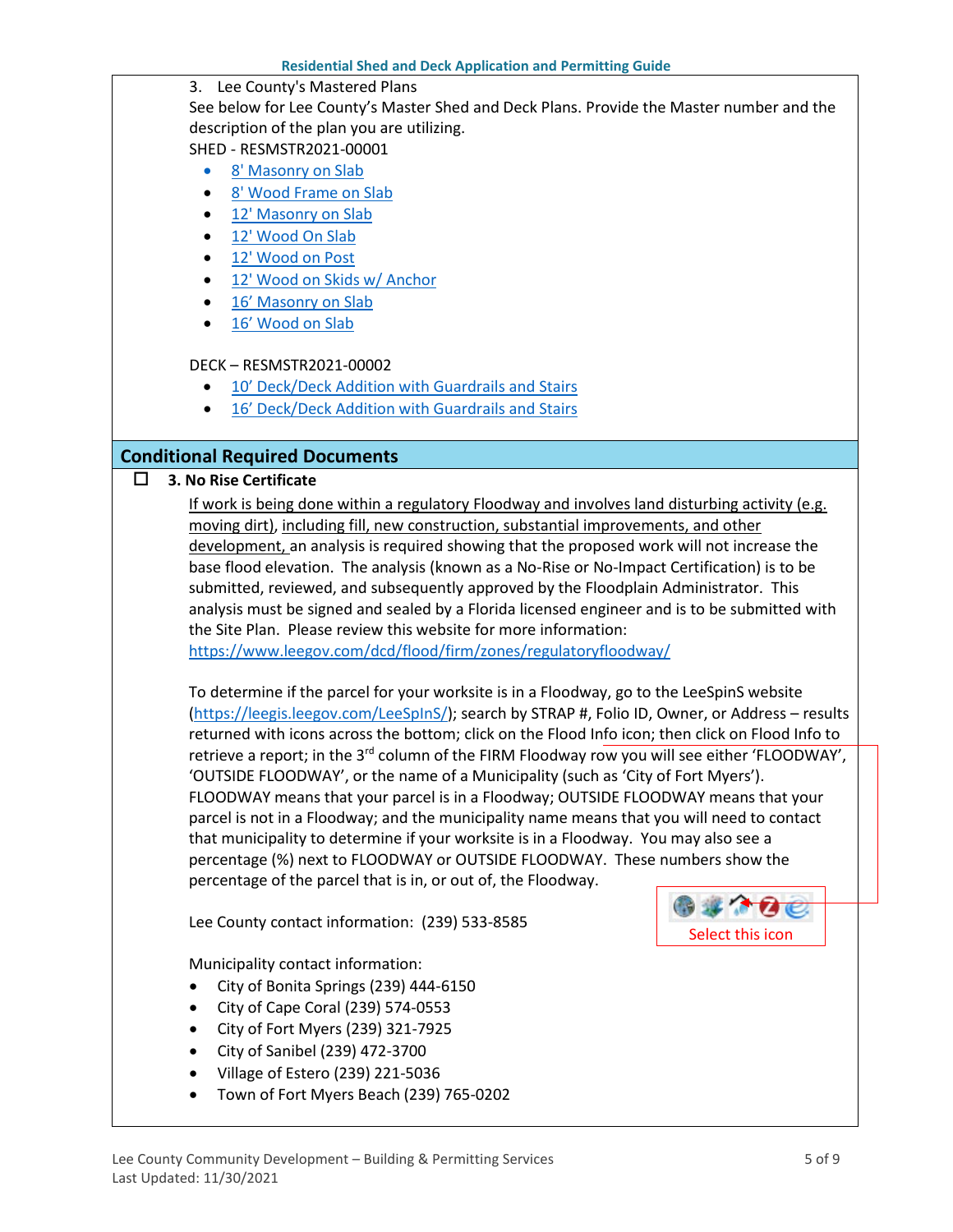3. Lee County's Mastered Plans

See below for Lee County's Master Shed and Deck Plans. Provide the Master number and the description of the plan you are utilizing.

SHED - RESMSTR2021-00001

- 8' Masonry on Slab
- 8' Wood Frame on Slab
- 12' Masonry on Slab
- 12' Wood On Slab
- 12' Wood on Post
- 12' Wood on Skids w/ Anchor
- 16' Masonry on Slab
- 16' Wood on Slab

DECK – RESMSTR2021-00002

- 10' Deck/Deck Addition with Guardrails and Stairs
- 16' Deck/Deck Addition with Guardrails and Stairs

## Conditional Required Documents

☐ **3. No Rise Certificate**

If work is being done within a regulatory Floodway and involves land disturbing activity (e.g. moving dirt), including fill, new construction, substantial improvements, and other development, an analysis is required showing that the proposed work will not increase the base flood elevation. The analysis (known as a No-Rise or No-Impact Certification) is to be submitted, reviewed, and subsequently approved by the Floodplain Administrator. This analysis must be signed and sealed by a Florida licensed engineer and is to be submitted with the Site Plan. Please review this website for more information: https://www.leegov.com/dcd/flood/firm/zones/regulatoryfloodway/

To determine if the parcel for your worksite is in a Floodway, go to the LeeSpinS website (https://leegis.leegov.com/LeeSpInS/); search by STRAP #, Folio ID, Owner, or Address – results returned with icons across the bottom; click on the Flood Info icon; then click on Flood Info to retrieve a report; in the 3rd column of the FIRM Floodway row you will see either 'FLOODWAY', 'OUTSIDE FLOODWAY', or the name of a Municipality (such as 'City of Fort Myers'). FLOODWAY means that your parcel is in a Floodway; OUTSIDE FLOODWAY means that your parcel is not in a Floodway; and the municipality name means that you will need to contact that municipality to determine if your worksite is in a Floodway. You may also see a percentage (%) next to FLOODWAY or OUTSIDE FLOODWAY. These numbers show the percentage of the parcel that is in, or out of, the Floodway.

Select this icon

Lee County contact information: (239) 533-8585

Municipality contact information:

- City of Bonita Springs (239) 444-6150
- City of Cape Coral (239) 574-0553
- City of Fort Myers (239) 321-7925
- City of Sanibel (239) 472-3700
- Village of Estero (239) 221-5036
- Town of Fort Myers Beach (239) 765-0202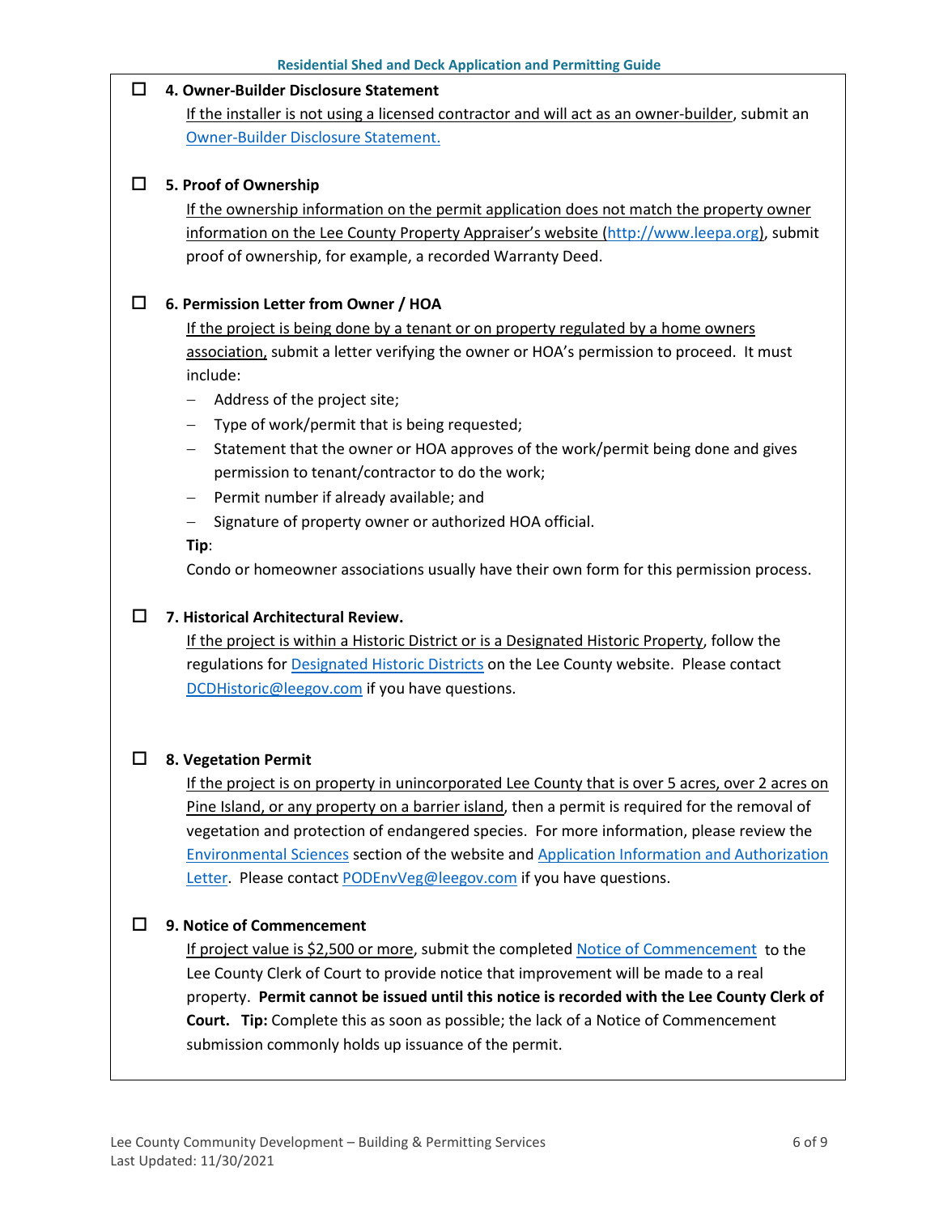- [ ] **4. Owner-Builder Disclosure Statement**

  If the installer is not using a licensed contractor and will act as an owner-builder, submit an Owner-Builder Disclosure Statement.

- [ ] **5. Proof of Ownership**

  If the ownership information on the permit application does not match the property owner information on the Lee County Property Appraiser's website (http://www.leepa.org), submit proof of ownership, for example, a recorded Warranty Deed.

- [ ] **6. Permission Letter from Owner / HOA**

  If the project is being done by a tenant or on property regulated by a home owners association, submit a letter verifying the owner or HOA's permission to proceed. It must include:

  - Address of the project site;
  - Type of work/permit that is being requested;
  - Statement that the owner or HOA approves of the work/permit being done and gives permission to tenant/contractor to do the work;
  - Permit number if already available; and
  - Signature of property owner or authorized HOA official.

  **Tip**:

  Condo or homeowner associations usually have their own form for this permission process.

- [ ] **7. Historical Architectural Review.**

  If the project is within a Historic District or is a Designated Historic Property, follow the regulations for Designated Historic Districts on the Lee County website. Please contact DCDHistoric@leegov.com if you have questions.

- [ ] **8. Vegetation Permit**

  If the project is on property in unincorporated Lee County that is over 5 acres, over 2 acres on Pine Island, or any property on a barrier island, then a permit is required for the removal of vegetation and protection of endangered species. For more information, please review the Environmental Sciences section of the website and Application Information and Authorization Letter. Please contact PODEnvVeg@leegov.com if you have questions.

- [ ] **9. Notice of Commencement**

  If project value is $2,500 or more, submit the completed Notice of Commencement to the Lee County Clerk of Court to provide notice that improvement will be made to a real property. **Permit cannot be issued until this notice is recorded with the Lee County Clerk of Court. Tip:** Complete this as soon as possible; the lack of a Notice of Commencement submission commonly holds up issuance of the permit.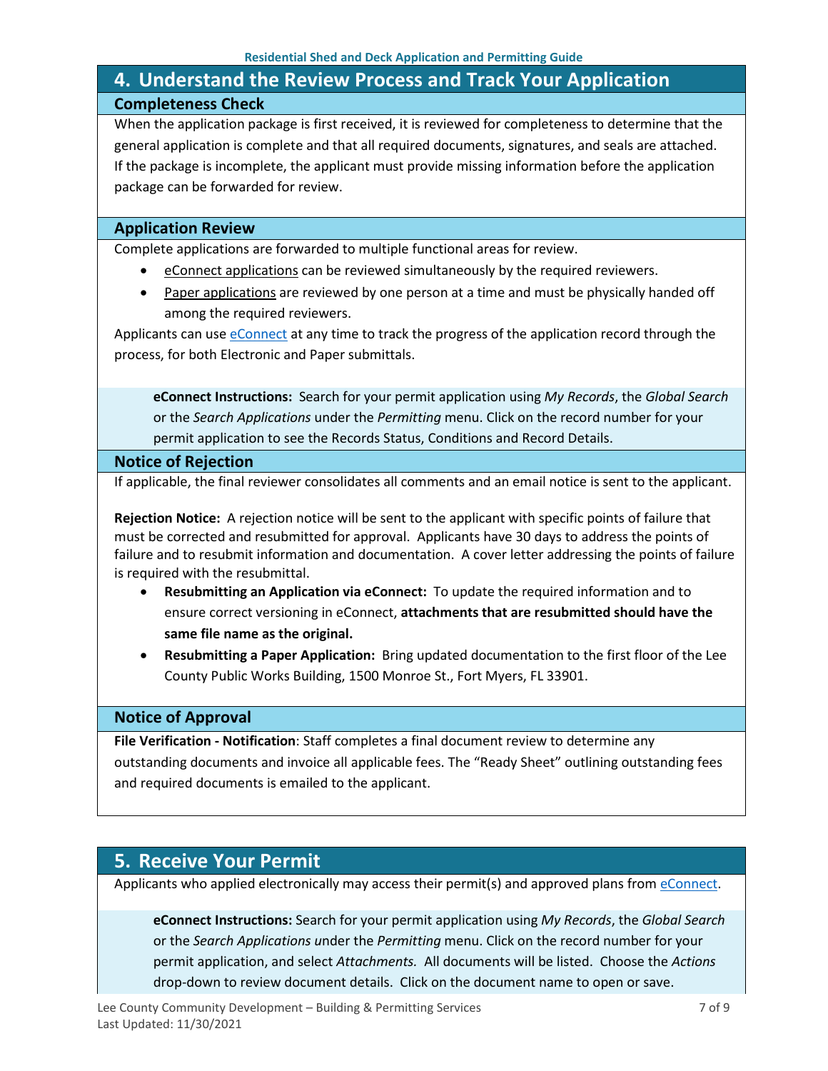## 4. Understand the Review Process and Track Your Application

### Completeness Check

When the application package is first received, it is reviewed for completeness to determine that the general application is complete and that all required documents, signatures, and seals are attached. If the package is incomplete, the applicant must provide missing information before the application package can be forwarded for review.

### Application Review

Complete applications are forwarded to multiple functional areas for review.

- eConnect applications can be reviewed simultaneously by the required reviewers.
- Paper applications are reviewed by one person at a time and must be physically handed off among the required reviewers.

Applicants can use eConnect at any time to track the progress of the application record through the process, for both Electronic and Paper submittals.

> **eConnect Instructions:** Search for your permit application using *My Records*, the *Global Search* or the *Search Applications* under the *Permitting* menu. Click on the record number for your permit application to see the Records Status, Conditions and Record Details.

### Notice of Rejection

If applicable, the final reviewer consolidates all comments and an email notice is sent to the applicant.

**Rejection Notice:** A rejection notice will be sent to the applicant with specific points of failure that must be corrected and resubmitted for approval. Applicants have 30 days to address the points of failure and to resubmit information and documentation. A cover letter addressing the points of failure is required with the resubmittal.

- **Resubmitting an Application via eConnect:** To update the required information and to ensure correct versioning in eConnect, **attachments that are resubmitted should have the same file name as the original.**
- **Resubmitting a Paper Application:** Bring updated documentation to the first floor of the Lee County Public Works Building, 1500 Monroe St., Fort Myers, FL 33901.

### Notice of Approval

**File Verification - Notification**: Staff completes a final document review to determine any outstanding documents and invoice all applicable fees. The "Ready Sheet" outlining outstanding fees and required documents is emailed to the applicant.

## 5. Receive Your Permit

Applicants who applied electronically may access their permit(s) and approved plans from eConnect.

> **eConnect Instructions:** Search for your permit application using *My Records*, the *Global Search* or the *Search Applications* under the *Permitting* menu. Click on the record number for your permit application, and select *Attachments.* All documents will be listed. Choose the *Actions* drop-down to review document details. Click on the document name to open or save.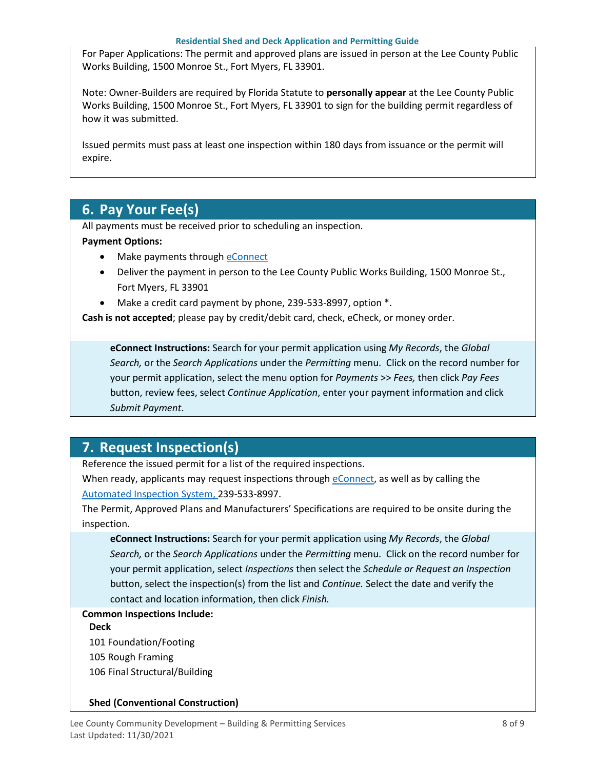For Paper Applications: The permit and approved plans are issued in person at the Lee County Public Works Building, 1500 Monroe St., Fort Myers, FL 33901.

Note: Owner-Builders are required by Florida Statute to **personally appear** at the Lee County Public Works Building, 1500 Monroe St., Fort Myers, FL 33901 to sign for the building permit regardless of how it was submitted.

Issued permits must pass at least one inspection within 180 days from issuance or the permit will expire.

## 6. Pay Your Fee(s)

All payments must be received prior to scheduling an inspection.

**Payment Options:**

- Make payments through eConnect
- Deliver the payment in person to the Lee County Public Works Building, 1500 Monroe St., Fort Myers, FL 33901
- Make a credit card payment by phone, 239-533-8997, option *.

**Cash is not accepted**; please pay by credit/debit card, check, eCheck, or money order.

> **eConnect Instructions:** Search for your permit application using *My Records*, the *Global Search,* or the *Search Applications* under the *Permitting* menu. Click on the record number for your permit application, select the menu option for *Payments >> Fees,* then click *Pay Fees* button, review fees, select *Continue Application*, enter your payment information and click *Submit Payment*.

## 7. Request Inspection(s)

Reference the issued permit for a list of the required inspections.

When ready, applicants may request inspections through eConnect, as well as by calling the Automated Inspection System, 239-533-8997.

The Permit, Approved Plans and Manufacturers' Specifications are required to be onsite during the inspection.

> **eConnect Instructions:** Search for your permit application using *My Records*, the *Global Search,* or the *Search Applications* under the *Permitting* menu. Click on the record number for your permit application, select *Inspections* then select the *Schedule or Request an Inspection* button, select the inspection(s) from the list and *Continue.* Select the date and verify the contact and location information, then click *Finish.*

**Common Inspections Include:**

**Deck**

101 Foundation/Footing

105 Rough Framing

106 Final Structural/Building

**Shed (Conventional Construction)**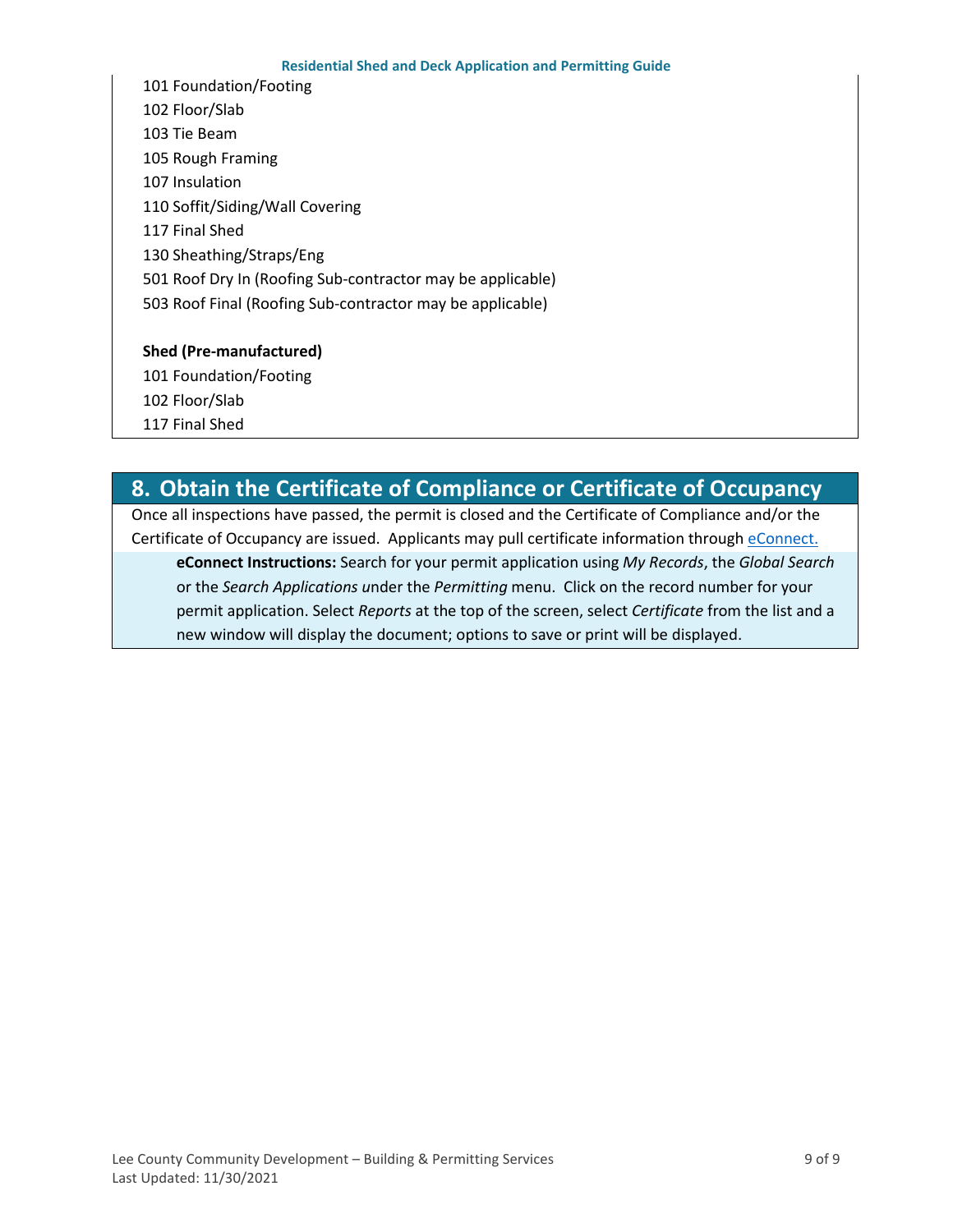101 Foundation/Footing

102 Floor/Slab

103 Tie Beam

105 Rough Framing

107 Insulation

110 Soffit/Siding/Wall Covering

117 Final Shed

130 Sheathing/Straps/Eng

501 Roof Dry In (Roofing Sub-contractor may be applicable)

503 Roof Final (Roofing Sub-contractor may be applicable)

**Shed (Pre-manufactured)**

101 Foundation/Footing

102 Floor/Slab

117 Final Shed

## 8. Obtain the Certificate of Compliance or Certificate of Occupancy

Once all inspections have passed, the permit is closed and the Certificate of Compliance and/or the Certificate of Occupancy are issued. Applicants may pull certificate information through eConnect.

**eConnect Instructions:** Search for your permit application using *My Records*, the *Global Search* or the *Search Applications* under the *Permitting* menu. Click on the record number for your permit application. Select *Reports* at the top of the screen, select *Certificate* from the list and a new window will display the document; options to save or print will be displayed.